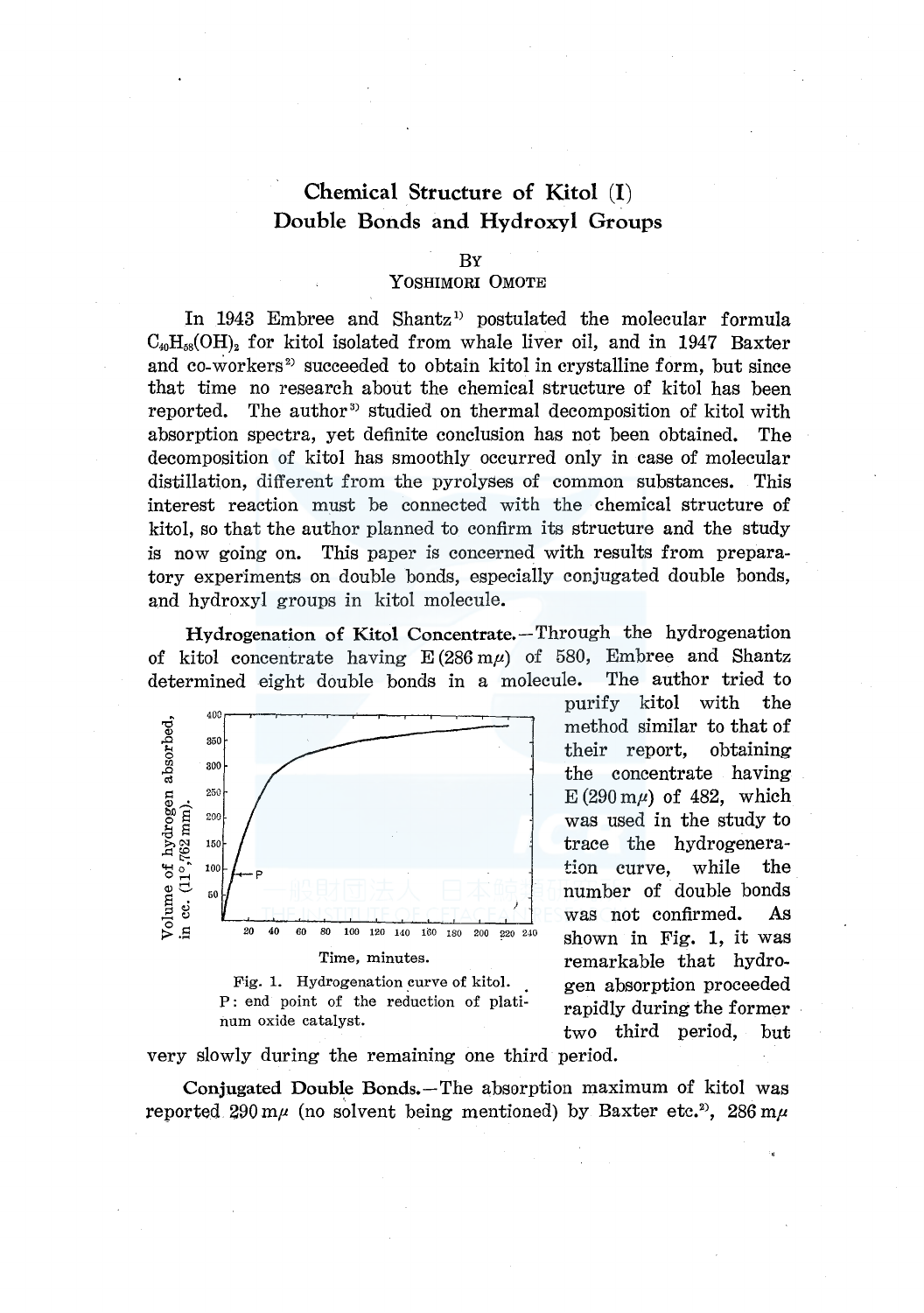# Chemical Structure of Kitol (I)
## Double Bonds and Hydroxyl Groups

By

YOSHIMORI OMOTE

In 1943 Embree and Shantz[1] postulated the molecular formula $C_{40}H_{58}(OH)_2$ for kitol isolated from whale liver oil, and in 1947 Baxter and co-workers[2] succeeded to obtain kitol in crystalline form, but since that time no research about the chemical structure of kitol has been reported. The author[3] studied on thermal decomposition of kitol with absorption spectra, yet definite conclusion has not been obtained. The decomposition of kitol has smoothly occurred only in case of molecular distillation, different from the pyrolyses of common substances. This interest reaction must be connected with the chemical structure of kitol, so that the author planned to confirm its structure and the study is now going on. This paper is concerned with results from preparatory experiments on double bonds, especially conjugated double bonds, and hydroxyl groups in kitol molecule.

**Hydrogenation of Kitol Concentrate.**—Through the hydrogenation of kitol concentrate having E (286 m$\mu$) of 580, Embree and Shantz determined eight double bonds in a molecule. The author tried to purify kitol with the method similar to that of their report, obtaining the concentrate having E (290 m$\mu$) of 482, which was used in the study to trace the hydrogeneration curve, while the number of double bonds was not confirmed. As shown in Fig. 1, it was remarkable that hydrogen absorption proceeded rapidly during the former two third period, but very slowly during the remaining one third period.

Fig. 1. Hydrogenation curve of kitol. P: end point of the reduction of platinum oxide catalyst.

**Conjugated Double Bonds.**—The absorption maximum of kitol was reported 290 m$\mu$ (no solvent being mentioned) by Baxter etc.[2], 286 m$\mu$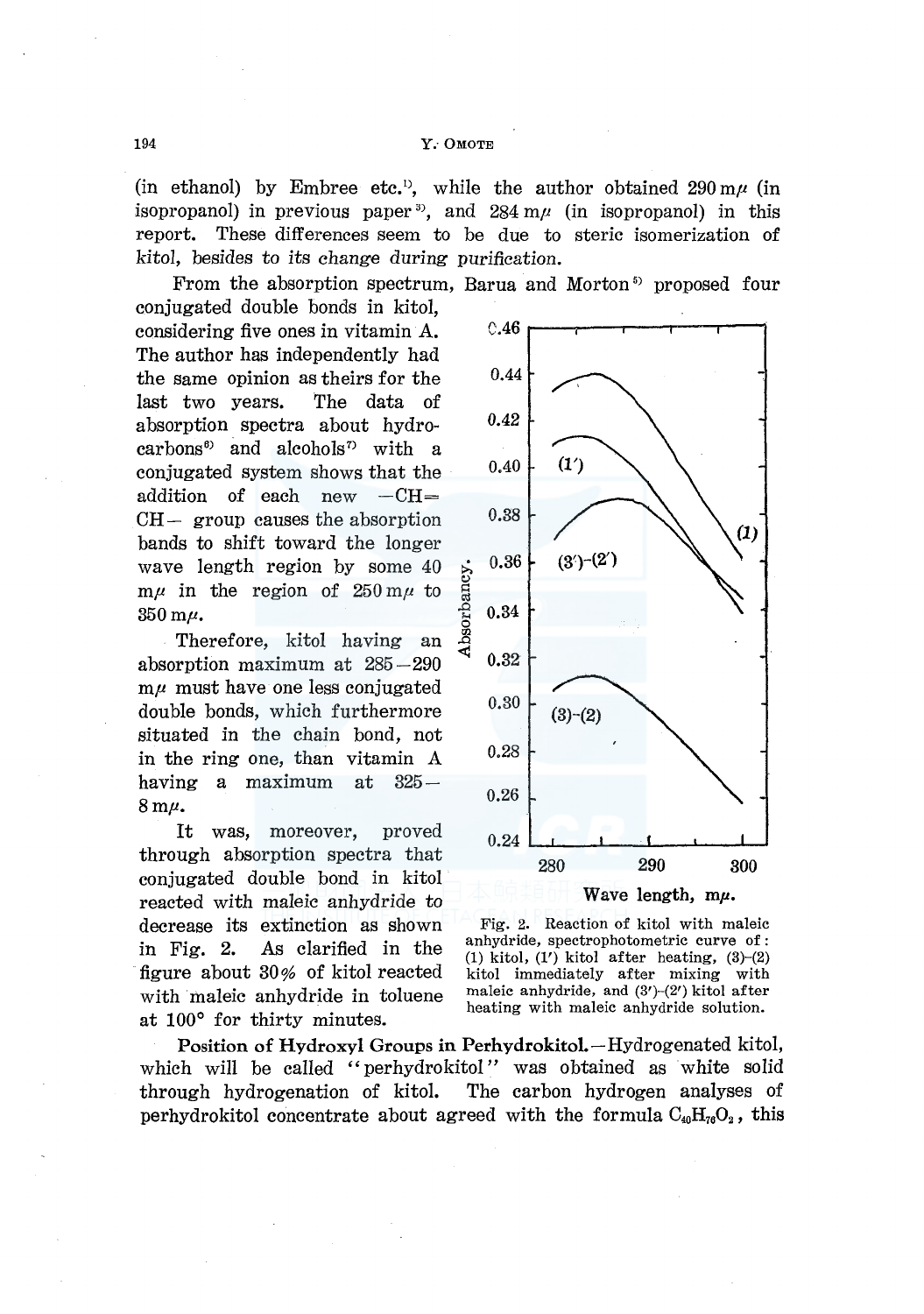(in ethanol) by Embree etc.[1], while the author obtained 290 m$\mu$ (in isopropanol) in previous paper[3], and 284 m$\mu$ (in isopropanol) in this report. These differences seem to be due to steric isomerization of *kitol*, besides to its *change during* purification.

From the absorption spectrum, Barua and Morton[5] proposed four conjugated double bonds in kitol, considering five ones in vitamin A. The author has independently had the same opinion as theirs for the last two years. The data of absorption spectra about hydrocarbons[6] and alcohols[7] with a conjugated system shows that the addition of each new $-CH=CH-$ group causes the absorption bands to shift toward the longer wave length region by some 40 m$\mu$ in the region of 250 m$\mu$ to 350 m$\mu$.

Therefore, kitol having an absorption maximum at 285–290 m$\mu$ must have one less conjugated double bonds, which furthermore situated in the chain bond, not in the ring one, than vitamin A having a maximum at 325–8 m$\mu$.

It was, moreover, proved through absorption spectra that conjugated double bond in kitol reacted with maleic anhydride to decrease its extinction as shown in Fig. 2. As clarified in the figure about 30% of kitol reacted with maleic anhydride in toluene at 100° for thirty minutes.

Fig. 2. Reaction of kitol with maleic anhydride, spectrophotometric curve of: (1) kitol, (1′) kitol after heating, (3)–(2) kitol immediately after mixing with maleic anhydride, and (3′)–(2′) kitol after heating with maleic anhydride solution.

**Position of Hydroxyl Groups in Perhydrokitol.**—Hydrogenated kitol, which will be called "perhydrokitol" was obtained as white solid through hydrogenation of kitol. The carbon hydrogen analyses of perhydrokitol concentrate about agreed with the formula $C_{40}H_{76}O_2$, this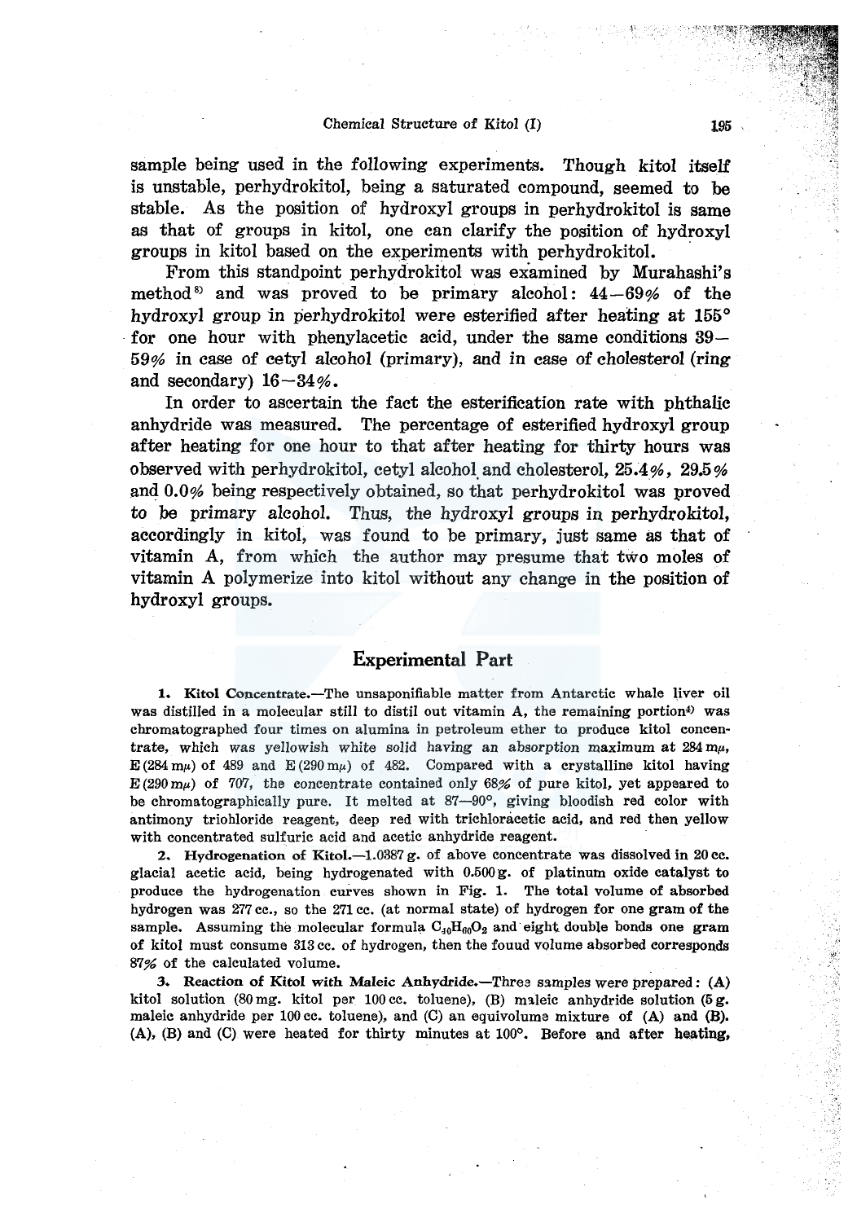sample being used in the following experiments. Though kitol itself is unstable, perhydrokitol, being a saturated compound, seemed to be stable. As the position of hydroxyl groups in perhydrokitol is same as that of groups in kitol, one can clarify the position of hydroxyl groups in kitol based on the experiments with perhydrokitol.

From this standpoint perhydrokitol was examined by Murahashi's method[8] and was proved to be primary alcohol: 44—69% of the hydroxyl group in perhydrokitol were esterified after heating at 155° for one hour with phenylacetic acid, under the same conditions 39—59% in case of cetyl alcohol (primary), and in case of cholesterol (ring and secondary) 16—34%.

In order to ascertain the fact the esterification rate with phthalic anhydride was measured. The percentage of esterified hydroxyl group after heating for one hour to that after heating for thirty hours was observed with perhydrokitol, cetyl alcohol and cholesterol, 25.4%, 29.5% and 0.0% being respectively obtained, so that perhydrokitol was proved to be primary alcohol. Thus, the hydroxyl groups in perhydrokitol, accordingly in kitol, was found to be primary, just same as that of vitamin A, from which the author may presume that two moles of vitamin A polymerize into kitol without any change in the position of hydroxyl groups.

## Experimental Part

**1. Kitol Concentrate.**—The unsaponifiable matter from Antarctic whale liver oil was distilled in a molecular still to distil out vitamin A, the remaining portion[4] was chromatographed four times on alumina in petroleum ether to produce kitol concentrate, which was yellowish white solid having an absorption maximum at 284 mμ, E (284 mμ) of 489 and E (290 mμ) of 482. Compared with a crystalline kitol having E (290 mμ) of 707, the concentrate contained only 68% of pure kitol, yet appeared to be chromatographically pure. It melted at 87—90°, giving bloodish red color with antimony triohloride reagent, deep red with trichloracetic acid, and red then yellow with concentrated sulfuric acid and acetic anhydride reagent.

**2. Hydrogenation of Kitol.**—1.0387 g. of above concentrate was dissolved in 20 cc. glacial acetic acid, being hydrogenated with 0.500 g. of platinum oxide catalyst to produce the hydrogenation curves shown in Fig. 1. The total volume of absorbed hydrogen was 277 cc., so the 271 cc. (at normal state) of hydrogen for one gram of the sample. Assuming the molecular formula $C_{40}H_{60}O_2$ and eight double bonds one gram of kitol must consume 313 cc. of hydrogen, then the fouud volume absorbed corresponds 87% of the calculated volume.

**3. Reaction of Kitol with Maleic Anhydride.**—Three samples were prepared: (A) kitol solution (80 mg. kitol per 100 cc. toluene), (B) maleic anhydride solution (5 g. maleic anhydride per 100 cc. toluene), and (C) an equivolume mixture of (A) and (B). (A), (B) and (C) were heated for thirty minutes at 100°. Before and after heating,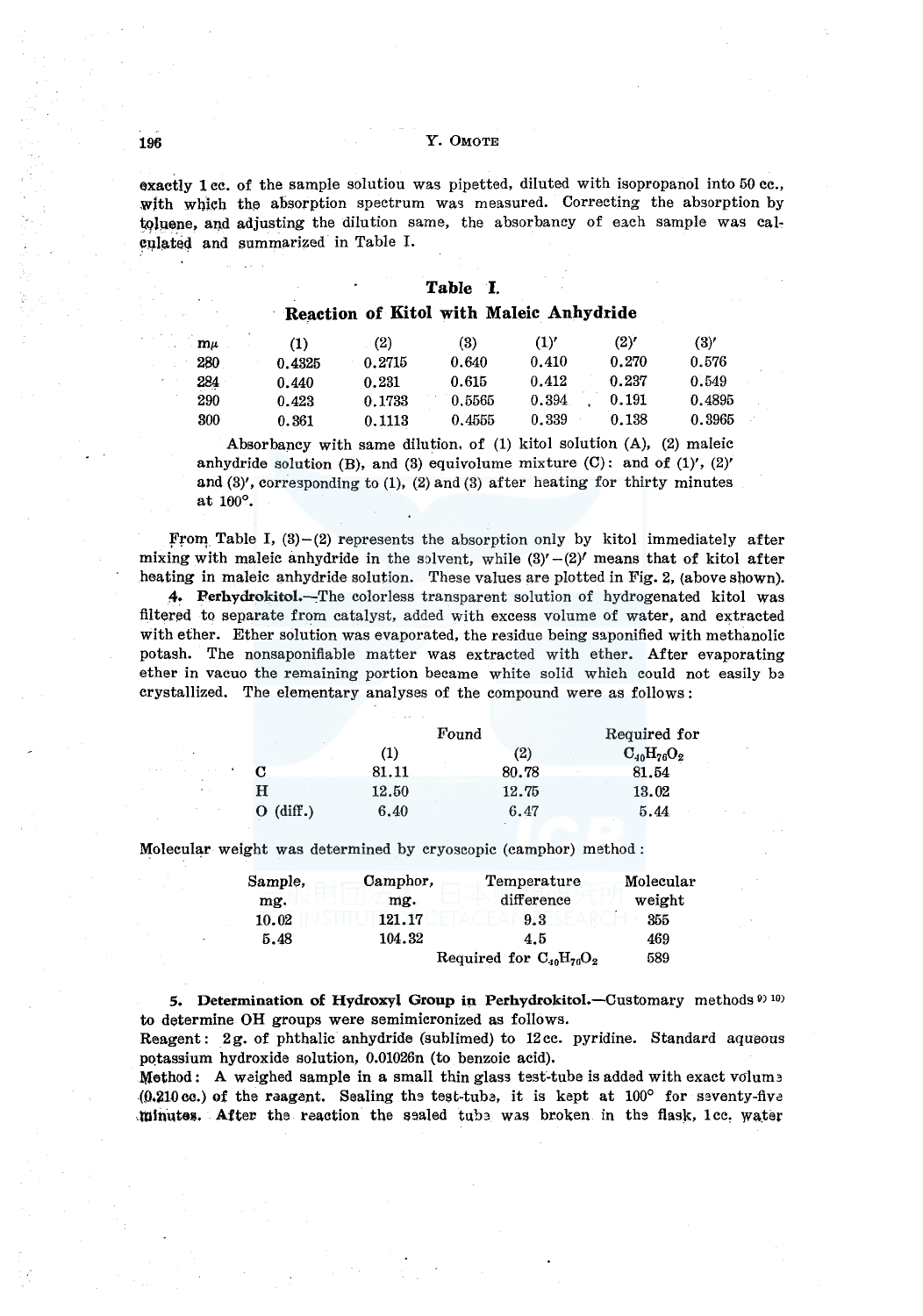exactly 1 cc. of the sample solutiou was pipetted, diluted with isopropanol into 50 cc., with which the absorption spectrum was measured. Correcting the absorption by toluene, and adjusting the dilution same, the absorbancy of each sample was calculated and summarized in Table I.

**Table I.**

**Reaction of Kitol with Maleic Anhydride**

| mμ | (1) | (2) | (3) | (1)′ | (2)′ | (3)′ |
|---|---|---|---|---|---|---|
| 280 | 0.4325 | 0.2715 | 0.640 | 0.410 | 0.270 | 0.576 |
| 284 | 0.440 | 0.231 | 0.615 | 0.412 | 0.237 | 0.549 |
| 290 | 0.423 | 0.1733 | 0.5565 | 0.394 | 0.191 | 0.4895 |
| 300 | 0.361 | 0.1113 | 0.4555 | 0.339 | 0.138 | 0.3965 |

Absorbancy with same dilution, of (1) kitol solution (A), (2) maleic anhydride solution (B), and (3) equivolume mixture (C): and of (1)′, (2)′ and (3)′, corresponding to (1), (2) and (3) after heating for thirty minutes at 100°.

From Table I, (3)−(2) represents the absorption only by kitol immediately after mixing with maleic anhydride in the solvent, while (3)′−(2)′ means that of kitol after heating in maleic anhydride solution. These values are plotted in Fig. 2, (above shown).

**4. Perhydrokitol.**—The colorless transparent solution of hydrogenated kitol was filtered to separate from catalyst, added with excess volume of water, and extracted with ether. Ether solution was evaporated, the residue being saponified with methanolic potash. The nonsaponifiable matter was extracted with ether. After evaporating ether in vacuo the remaining portion became white solid which could not easily be crystallized. The elementary analyses of the compound were as follows:

| | Found (1) | Found (2) | Required for $C_{40}H_{76}O_2$ |
|---|---|---|---|
| C | 81.11 | 80.78 | 81.54 |
| H | 12.50 | 12.75 | 13.02 |
| O (diff.) | 6.40 | 6.47 | 5.44 |

Molecular weight was determined by cryoscopic (camphor) method:

| Sample, mg. | Camphor, mg. | Temperature difference | Molecular weight |
|---|---|---|---|
| 10.02 | 121.17 | 9.3 | 355 |
| 5.48 | 104.32 | 4.5 | 469 |
| | | Required for $C_{40}H_{76}O_2$ | 589 |

**5. Determination of Hydroxyl Group in Perhydrokitol.**—Customary methods [9) 10)] to determine OH groups were semimicronized as follows.

Reagent: 2 g. of phthalic anhydride (sublimed) to 12 cc. pyridine. Standard aqueous potassium hydroxide solution, 0.01026n (to benzoic acid).

Method: A weighed sample in a small thin glass test-tube is added with exact volume (0.210 cc.) of the reagent. Sealing the test-tube, it is kept at 100° for seventy-five minutes. After the reaction the sealed tube was broken in the flask, 1 cc. water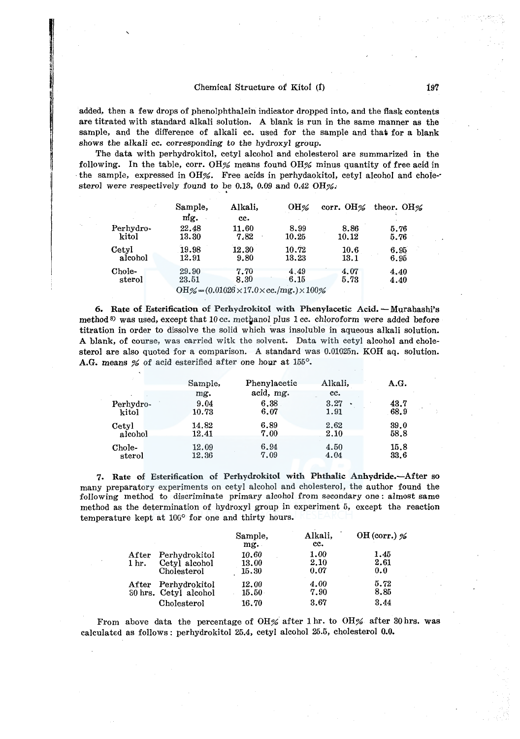added, then a few drops of phenolphthalein indicator dropped into, and the flask contents are titrated with standard alkali solution. A blank is run in the same manner as the sample, and the difference of alkali cc. used for the sample and that for a blank *shows the alkali cc. corresponding to the hydroxyl group.*

The data with perhydrokitol, cetyl alcohol and cholesterol are summarized in the following. In the table, corr. OH% means found OH% minus quantity of free acid in the sample, expressed in OH%. Free acids in perhydaokitol, cetyl alcohol and cholesterol were respectively found to be 0.13, 0.09 and 0.42 OH%.

| | Sample, mg. | Alkali, cc. | OH% | corr. OH% | theor. OH% |
|---|---|---|---|---|---|
| Perhydro-kitol | 22.48 | 11.60 | 8.99 | 8.86 | 5.76 |
| | 13.30 | 7.82 | 10.25 | 10.12 | 5.76 |
| Cetyl alcohol | 19.98 | 12.30 | 10.72 | 10.6 | 6.95 |
| | 12.91 | 9.80 | 13.23 | 13.1 | 6.95 |
| Chole-sterol | 29.90 | 7.70 | 4.49 | 4.07 | 4.40 |
| | 23.51 | 8.30 | 6.15 | 5.73 | 4.40 |

$$OH\% = (0.01026 \times 17.0 \times cc./mg.) \times 100\%$$

**6. Rate of Esterification of Perhydrokitol with Phenylacetic Acid.**—Murahashi's method[8] was used, except that 10 cc. methanol plus 1 cc. chloroform were added before titration in order to dissolve the solid which was insoluble in aqueous alkali solution. A blank, of course, was carried witk the solvent. Data with cetyl alcohol and cholesterol are also quoted for a comparison. A standard was 0.01025n. KOH aq. solution. A.G. means % of acid esterified after one hour at 155°.

| | Sample, mg. | Phenylacetic acid, mg. | Alkali, cc. | A.G. |
|---|---|---|---|---|
| Perhydro-kitol | 9.04 | 6.38 | 3.27 | 43.7 |
| | 10.73 | 6.07 | 1.91 | 68.9 |
| Cetyl alcohol | 14.82 | 6.89 | 2.62 | 39.0 |
| | 12.41 | 7.00 | 2.10 | 58.8 |
| Chole-sterol | 12.09 | 6.94 | 4.50 | 15.8 |
| | 12.36 | 7.09 | 4.04 | 33.6 |

**7. Rate of Esterification of Perhydrokitol with Phthalic Anhydride.**—After so many preparatory experiments on cetyl alcohol and cholesterol, the author found the following method to discriminate primary alcohol from secondary one: almost same method as the determination of hydroxyl group in experiment 5, except the reaction temperature kept at 100° for one and thirty hours.

| | | Sample, mg. | Alkali, cc. | OH (corr.) % |
|---|---|---|---|---|
| After 1 hr. | Perhydrokitol | 10.60 | 1.00 | 1.45 |
| | Cetyl alcohol | 13.00 | 2.10 | 2.61 |
| | Cholesterol | 15.30 | 0.07 | 0.0 |
| After 30 hrs. | Perhydrokitol | 12.00 | 4.00 | 5.72 |
| | Cetyl alcohol | 15.50 | 7.90 | 8.85 |
| | Cholesterol | 16.70 | 3.67 | 3.44 |

From above data the percentage of OH% after 1 hr. to OH% after 30 hrs. was calculated as follows: perhydrokitol 25.4, cetyl alcohol 25.5, cholesterol 0.0.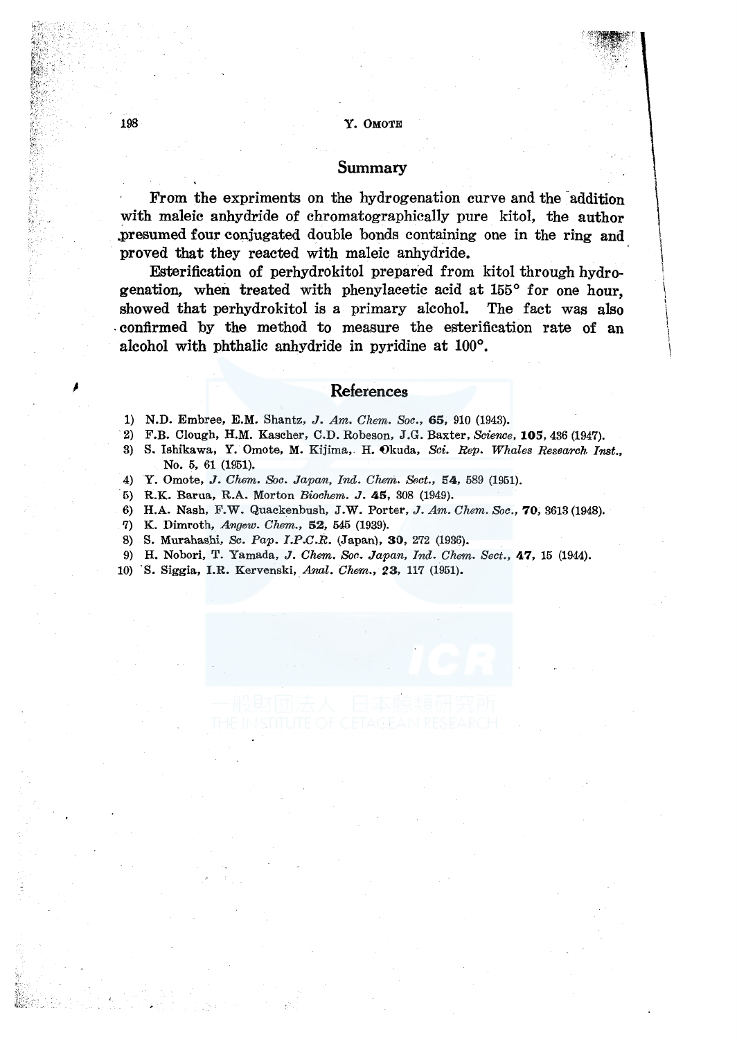## Summary

From the expriments on the hydrogenation curve and the addition with maleic anhydride of chromatographically pure kitol, the author presumed four conjugated double bonds containing one in the ring and proved that they reacted with maleic anhydride.

Esterification of perhydrokitol prepared from kitol through hydrogenation, when treated with phenylacetic acid at 155° for one hour, showed that perhydrokitol is a primary alcohol. The fact was also confirmed by the method to measure the esterification rate of an alcohol with phthalic anhydride in pyridine at 100°.

## References

1) N.D. Embree, E.M. Shantz, *J. Am. Chem. Soc.*, **65**, 910 (1943).
2) F.B. Clough, H.M. Kascher, C.D. Robeson, J.G. Baxter, *Science*, **105**, 436 (1947).
3) S. Ishikawa, Y. Omote, M. Kijima, H. Okuda, *Sci. Rep. Whales Research Inst.*, No. 5, 61 (1951).
4) Y. Omote, *J. Chem. Soc. Japan, Ind. Chem. Sect.*, **54**, 589 (1951).
5) R.K. Barua, R.A. Morton *Biochem. J.* **45**, 308 (1949).
6) H.A. Nash, F.W. Quackenbush, J.W. Porter, *J. Am. Chem. Soc.*, **70**, 3613 (1948).
7) K. Dimroth, *Angew. Chem.*, **52**, 545 (1939).
8) S. Murahashi, *Sc. Pap. I.P.C.R.* (Japan), **30**, 272 (1936).
9) H. Nobori, T. Yamada, *J. Chem. Soc. Japan, Ind. Chem. Sect.*, **47**, 15 (1944).
10) S. Siggia, I.R. Kervenski, *Anal. Chem.*, **23**, 117 (1951).